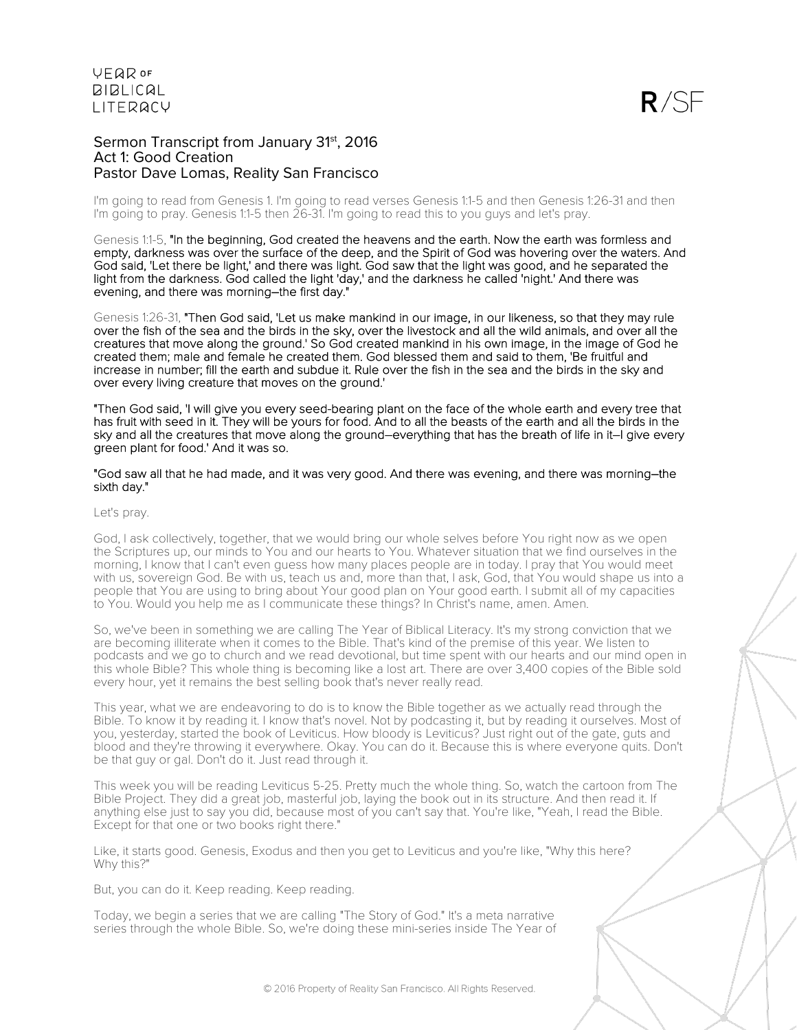Sermon Transcript from January 31st, 2016
Act 1: Good Creation
Pastor Dave Lomas, Reality San Francisco

I'm going to read from Genesis 1. I'm going to read verses Genesis 1:1-5 and then Genesis 1:26-31 and then I'm going to pray. Genesis 1:1-5 then 26-31. I'm going to read this to you guys and let's pray.

Genesis 1:1-5, "In the beginning, God created the heavens and the earth. Now the earth was formless and empty, darkness was over the surface of the deep, and the Spirit of God was hovering over the waters. And God said, 'Let there be light,' and there was light. God saw that the light was good, and he separated the light from the darkness. God called the light 'day,' and the darkness he called 'night.' And there was evening, and there was morning–the first day."

Genesis 1:26-31, "Then God said, 'Let us make mankind in our image, in our likeness, so that they may rule over the fish of the sea and the birds in the sky, over the livestock and all the wild animals, and over all the creatures that move along the ground.' So God created mankind in his own image, in the image of God he created them; male and female he created them. God blessed them and said to them, 'Be fruitful and increase in number; fill the earth and subdue it. Rule over the fish in the sea and the birds in the sky and over every living creature that moves on the ground.'

"Then God said, 'I will give you every seed-bearing plant on the face of the whole earth and every tree that has fruit with seed in it. They will be yours for food. And to all the beasts of the earth and all the birds in the sky and all the creatures that move along the ground–everything that has the breath of life in it–I give every green plant for food.' And it was so.

"God saw all that he had made, and it was very good. And there was evening, and there was morning–the sixth day."

Let's pray.

God, I ask collectively, together, that we would bring our whole selves before You right now as we open the Scriptures up, our minds to You and our hearts to You. Whatever situation that we find ourselves in the morning, I know that I can't even guess how many places people are in today. I pray that You would meet with us, sovereign God. Be with us, teach us and, more than that, I ask, God, that You would shape us into a people that You are using to bring about Your good plan on Your good earth. I submit all of my capacities to You. Would you help me as I communicate these things? In Christ's name, amen. Amen.

So, we've been in something we are calling The Year of Biblical Literacy. It's my strong conviction that we are becoming illiterate when it comes to the Bible. That's kind of the premise of this year. We listen to podcasts and we go to church and we read devotional, but time spent with our hearts and our mind open in this whole Bible? This whole thing is becoming like a lost art. There are over 3,400 copies of the Bible sold every hour, yet it remains the best selling book that's never really read.

This year, what we are endeavoring to do is to know the Bible together as we actually read through the Bible. To know it by reading it. I know that's novel. Not by podcasting it, but by reading it ourselves. Most of you, yesterday, started the book of Leviticus. How bloody is Leviticus? Just right out of the gate, guts and blood and they're throwing it everywhere. Okay. You can do it. Because this is where everyone quits. Don't be that guy or gal. Don't do it. Just read through it.

This week you will be reading Leviticus 5-25. Pretty much the whole thing. So, watch the cartoon from The Bible Project. They did a great job, masterful job, laying the book out in its structure. And then read it. If anything else just to say you did, because most of you can't say that. You're like, "Yeah, I read the Bible. Except for that one or two books right there."

Like, it starts good. Genesis, Exodus and then you get to Leviticus and you're like, "Why this here? Why this?"

But, you can do it. Keep reading. Keep reading.

Today, we begin a series that we are calling "The Story of God." It's a meta narrative series through the whole Bible. So, we're doing these mini-series inside The Year of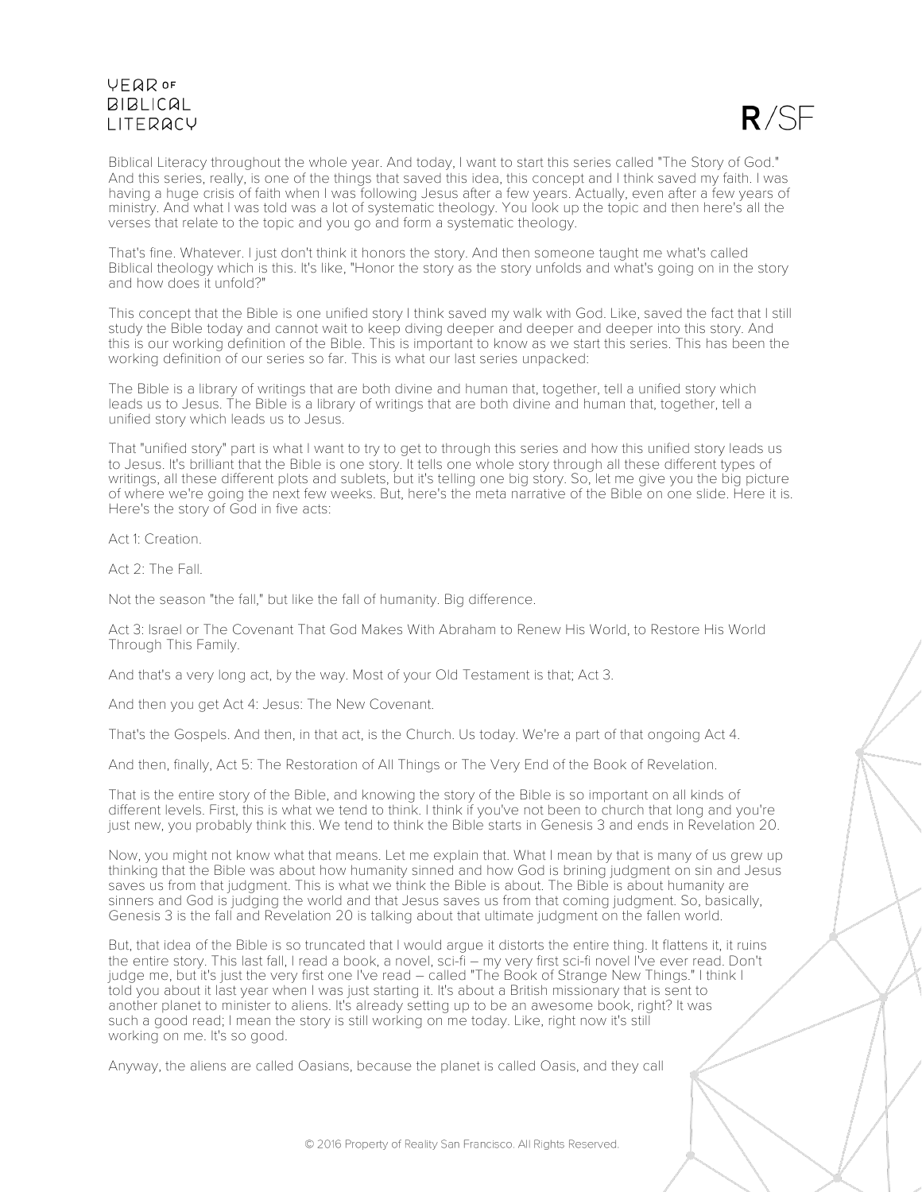Biblical Literacy throughout the whole year. And today, I want to start this series called "The Story of God." And this series, really, is one of the things that saved this idea, this concept and I think saved my faith. I was having a huge crisis of faith when I was following Jesus after a few years. Actually, even after a few years of ministry. And what I was told was a lot of systematic theology. You look up the topic and then here's all the verses that relate to the topic and you go and form a systematic theology.

That's fine. Whatever. I just don't think it honors the story. And then someone taught me what's called Biblical theology which is this. It's like, "Honor the story as the story unfolds and what's going on in the story and how does it unfold?"

This concept that the Bible is one unified story I think saved my walk with God. Like, saved the fact that I still study the Bible today and cannot wait to keep diving deeper and deeper and deeper into this story. And this is our working definition of the Bible. This is important to know as we start this series. This has been the working definition of our series so far. This is what our last series unpacked:

The Bible is a library of writings that are both divine and human that, together, tell a unified story which leads us to Jesus. The Bible is a library of writings that are both divine and human that, together, tell a unified story which leads us to Jesus.

That "unified story" part is what I want to try to get to through this series and how this unified story leads us to Jesus. It's brilliant that the Bible is one story. It tells one whole story through all these different types of writings, all these different plots and sublets, but it's telling one big story. So, let me give you the big picture of where we're going the next few weeks. But, here's the meta narrative of the Bible on one slide. Here it is. Here's the story of God in five acts:

Act 1: Creation.

Act 2: The Fall.

Not the season "the fall," but like the fall of humanity. Big difference.

Act 3: Israel or The Covenant That God Makes With Abraham to Renew His World, to Restore His World Through This Family.

And that's a very long act, by the way. Most of your Old Testament is that; Act 3.

And then you get Act 4: Jesus: The New Covenant.

That's the Gospels. And then, in that act, is the Church. Us today. We're a part of that ongoing Act 4.

And then, finally, Act 5: The Restoration of All Things or The Very End of the Book of Revelation.

That is the entire story of the Bible, and knowing the story of the Bible is so important on all kinds of different levels. First, this is what we tend to think. I think if you've not been to church that long and you're just new, you probably think this. We tend to think the Bible starts in Genesis 3 and ends in Revelation 20.

Now, you might not know what that means. Let me explain that. What I mean by that is many of us grew up thinking that the Bible was about how humanity sinned and how God is brining judgment on sin and Jesus saves us from that judgment. This is what we think the Bible is about. The Bible is about humanity are sinners and God is judging the world and that Jesus saves us from that coming judgment. So, basically, Genesis 3 is the fall and Revelation 20 is talking about that ultimate judgment on the fallen world.

But, that idea of the Bible is so truncated that I would argue it distorts the entire thing. It flattens it, it ruins the entire story. This last fall, I read a book, a novel, sci-fi – my very first sci-fi novel I've ever read. Don't judge me, but it's just the very first one I've read – called "The Book of Strange New Things." I think I told you about it last year when I was just starting it. It's about a British missionary that is sent to another planet to minister to aliens. It's already setting up to be an awesome book, right? It was such a good read; I mean the story is still working on me today. Like, right now it's still working on me. It's so good.

Anyway, the aliens are called Oasians, because the planet is called Oasis, and they call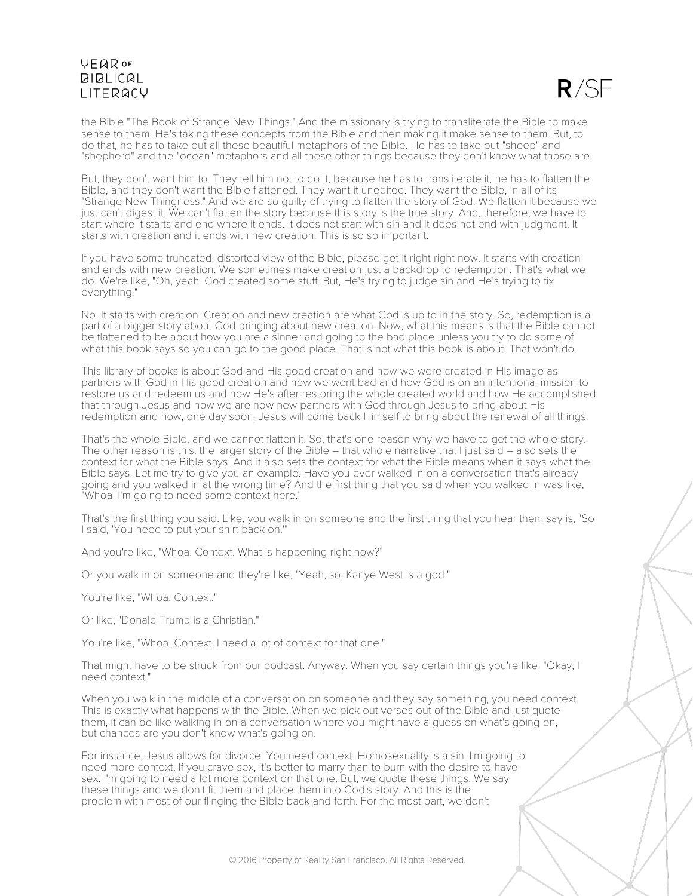the Bible "The Book of Strange New Things." And the missionary is trying to transliterate the Bible to make sense to them. He's taking these concepts from the Bible and then making it make sense to them. But, to do that, he has to take out all these beautiful metaphors of the Bible. He has to take out "sheep" and "shepherd" and the "ocean" metaphors and all these other things because they don't know what those are.

But, they don't want him to. They tell him not to do it, because he has to transliterate it, he has to flatten the Bible, and they don't want the Bible flattened. They want it unedited. They want the Bible, in all of its "Strange New Thingness." And we are so guilty of trying to flatten the story of God. We flatten it because we just can't digest it. We can't flatten the story because this story is the true story. And, therefore, we have to start where it starts and end where it ends. It does not start with sin and it does not end with judgment. It starts with creation and it ends with new creation. This is so so important.

If you have some truncated, distorted view of the Bible, please get it right right now. It starts with creation and ends with new creation. We sometimes make creation just a backdrop to redemption. That's what we do. We're like, "Oh, yeah. God created some stuff. But, He's trying to judge sin and He's trying to fix everything."

No. It starts with creation. Creation and new creation are what God is up to in the story. So, redemption is a part of a bigger story about God bringing about new creation. Now, what this means is that the Bible cannot be flattened to be about how you are a sinner and going to the bad place unless you try to do some of what this book says so you can go to the good place. That is not what this book is about. That won't do.

This library of books is about God and His good creation and how we were created in His image as partners with God in His good creation and how we went bad and how God is on an intentional mission to restore us and redeem us and how He's after restoring the whole created world and how He accomplished that through Jesus and how we are now new partners with God through Jesus to bring about His redemption and how, one day soon, Jesus will come back Himself to bring about the renewal of all things.

That's the whole Bible, and we cannot flatten it. So, that's one reason why we have to get the whole story. The other reason is this: the larger story of the Bible – that whole narrative that I just said – also sets the context for what the Bible says. And it also sets the context for what the Bible means when it says what the Bible says. Let me try to give you an example. Have you ever walked in on a conversation that's already going and you walked in at the wrong time? And the first thing that you said when you walked in was like, "Whoa. I'm going to need some context here."

That's the first thing you said. Like, you walk in on someone and the first thing that you hear them say is, "So I said, 'You need to put your shirt back on.'"

And you're like, "Whoa. Context. What is happening right now?"

Or you walk in on someone and they're like, "Yeah, so, Kanye West is a god."

You're like, "Whoa. Context."

Or like, "Donald Trump is a Christian."

You're like, "Whoa. Context. I need a lot of context for that one."

That might have to be struck from our podcast. Anyway. When you say certain things you're like, "Okay, I need context."

When you walk in the middle of a conversation on someone and they say something, you need context. This is exactly what happens with the Bible. When we pick out verses out of the Bible and just quote them, it can be like walking in on a conversation where you might have a guess on what's going on, but chances are you don't know what's going on.

For instance, Jesus allows for divorce. You need context. Homosexuality is a sin. I'm going to need more context. If you crave sex, it's better to marry than to burn with the desire to have sex. I'm going to need a lot more context on that one. But, we quote these things. We say these things and we don't fit them and place them into God's story. And this is the problem with most of our flinging the Bible back and forth. For the most part, we don't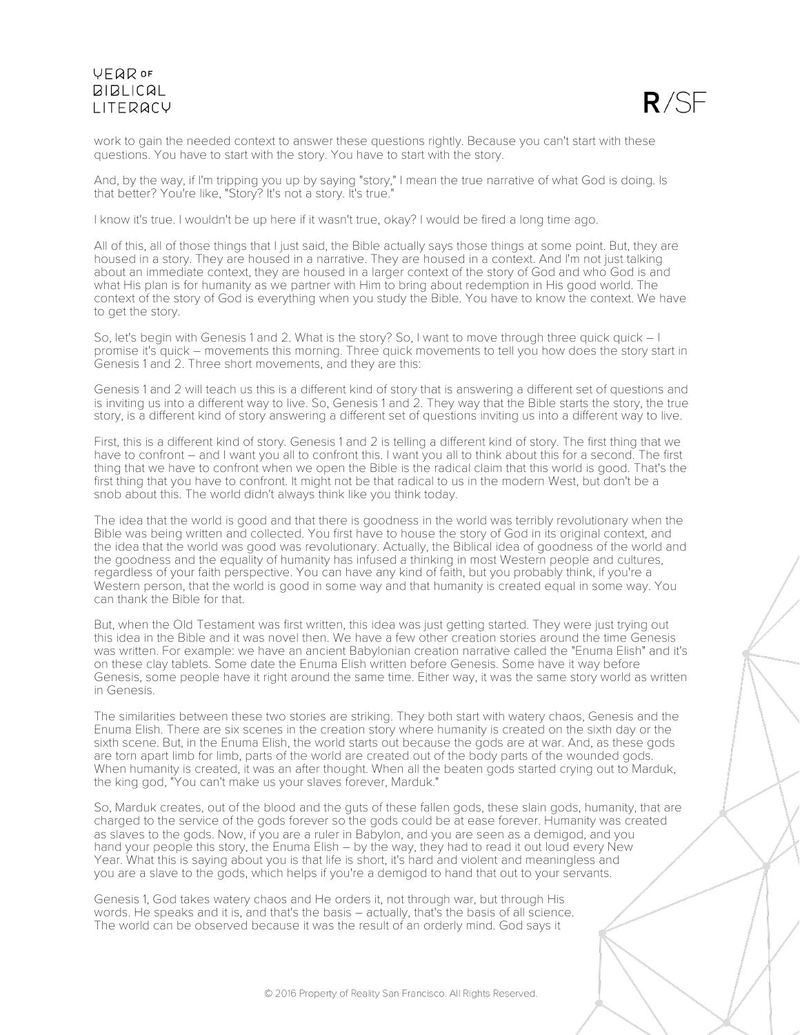work to gain the needed context to answer these questions rightly. Because you can't start with these questions. You have to start with the story. You have to start with the story.

And, by the way, if I'm tripping you up by saying "story," I mean the true narrative of what God is doing. Is that better? You're like, "Story? It's not a story. It's true."

I know it's true. I wouldn't be up here if it wasn't true, okay? I would be fired a long time ago.

All of this, all of those things that I just said, the Bible actually says those things at some point. But, they are housed in a story. They are housed in a narrative. They are housed in a context. And I'm not just talking about an immediate context, they are housed in a larger context of the story of God and who God is and what His plan is for humanity as we partner with Him to bring about redemption in His good world. The context of the story of God is everything when you study the Bible. You have to know the context. We have to get the story.

So, let's begin with Genesis 1 and 2. What is the story? So, I want to move through three quick quick – I promise it's quick – movements this morning. Three quick movements to tell you how does the story start in Genesis 1 and 2. Three short movements, and they are this:

Genesis 1 and 2 will teach us this is a different kind of story that is answering a different set of questions and is inviting us into a different way to live. So, Genesis 1 and 2. They way that the Bible starts the story, the true story, is a different kind of story answering a different set of questions inviting us into a different way to live.

First, this is a different kind of story. Genesis 1 and 2 is telling a different kind of story. The first thing that we have to confront – and I want you all to confront this. I want you all to think about this for a second. The first thing that we have to confront when we open the Bible is the radical claim that this world is good. That's the first thing that you have to confront. It might not be that radical to us in the modern West, but don't be a snob about this. The world didn't always think like you think today.

The idea that the world is good and that there is goodness in the world was terribly revolutionary when the Bible was being written and collected. You first have to house the story of God in its original context, and the idea that the world was good was revolutionary. Actually, the Biblical idea of goodness of the world and the goodness and the equality of humanity has infused a thinking in most Western people and cultures, regardless of your faith perspective. You can have any kind of faith, but you probably think, if you're a Western person, that the world is good in some way and that humanity is created equal in some way. You can thank the Bible for that.

But, when the Old Testament was first written, this idea was just getting started. They were just trying out this idea in the Bible and it was novel then. We have a few other creation stories around the time Genesis was written. For example: we have an ancient Babylonian creation narrative called the "Enuma Elish" and it's on these clay tablets. Some date the Enuma Elish written before Genesis. Some have it way before Genesis, some people have it right around the same time. Either way, it was the same story world as written in Genesis.

The similarities between these two stories are striking. They both start with watery chaos, Genesis and the Enuma Elish. There are six scenes in the creation story where humanity is created on the sixth day or the sixth scene. But, in the Enuma Elish, the world starts out because the gods are at war. And, as these gods are torn apart limb for limb, parts of the world are created out of the body parts of the wounded gods. When humanity is created, it was an after thought. When all the beaten gods started crying out to Marduk, the king god, "You can't make us your slaves forever, Marduk."

So, Marduk creates, out of the blood and the guts of these fallen gods, these slain gods, humanity, that are charged to the service of the gods forever so the gods could be at ease forever. Humanity was created as slaves to the gods. Now, if you are a ruler in Babylon, and you are seen as a demigod, and you hand your people this story, the Enuma Elish – by the way, they had to read it out loud every New Year. What this is saying about you is that life is short, it's hard and violent and meaningless and you are a slave to the gods, which helps if you're a demigod to hand that out to your servants.

Genesis 1, God takes watery chaos and He orders it, not through war, but through His words. He speaks and it is, and that's the basis – actually, that's the basis of all science. The world can be observed because it was the result of an orderly mind. God says it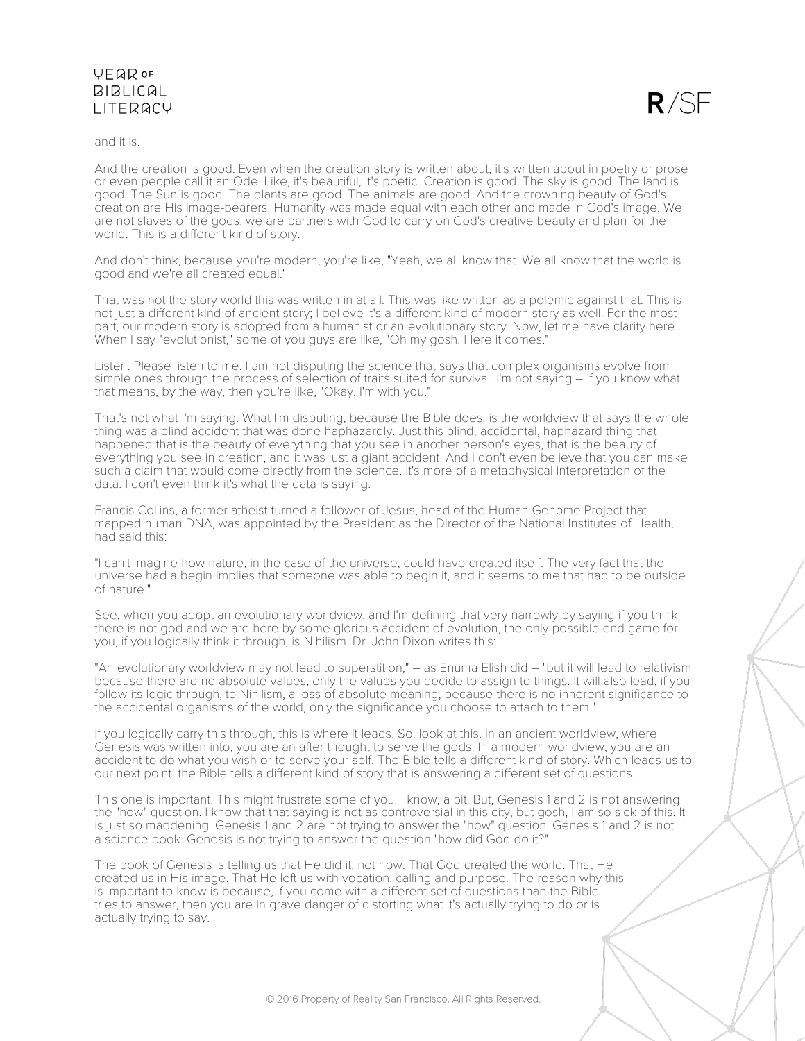and it is.

And the creation is good. Even when the creation story is written about, it's written about in poetry or prose or even people call it an Ode. Like, it's beautiful, it's poetic. Creation is good. The sky is good. The land is good. The Sun is good. The plants are good. The animals are good. And the crowning beauty of God's creation are His image-bearers. Humanity was made equal with each other and made in God's image. We are not slaves of the gods, we are partners with God to carry on God's creative beauty and plan for the world. This is a different kind of story.

And don't think, because you're modern, you're like, "Yeah, we all know that. We all know that the world is good and we're all created equal."

That was not the story world this was written in at all. This was like written as a polemic against that. This is not just a different kind of ancient story; I believe it's a different kind of modern story as well. For the most part, our modern story is adopted from a humanist or an evolutionary story. Now, let me have clarity here. When I say "evolutionist," some of you guys are like, "Oh my gosh. Here it comes."

Listen. Please listen to me. I am not disputing the science that says that complex organisms evolve from simple ones through the process of selection of traits suited for survival. I'm not saying – if you know what that means, by the way, then you're like, "Okay. I'm with you."

That's not what I'm saying. What I'm disputing, because the Bible does, is the worldview that says the whole thing was a blind accident that was done haphazardly. Just this blind, accidental, haphazard thing that happened that is the beauty of everything that you see in another person's eyes, that is the beauty of everything you see in creation, and it was just a giant accident. And I don't even believe that you can make such a claim that would come directly from the science. It's more of a metaphysical interpretation of the data. I don't even think it's what the data is saying.

Francis Collins, a former atheist turned a follower of Jesus, head of the Human Genome Project that mapped human DNA, was appointed by the President as the Director of the National Institutes of Health, had said this:

"I can't imagine how nature, in the case of the universe, could have created itself. The very fact that the universe had a begin implies that someone was able to begin it, and it seems to me that had to be outside of nature."

See, when you adopt an evolutionary worldview, and I'm defining that very narrowly by saying if you think there is not god and we are here by some glorious accident of evolution, the only possible end game for you, if you logically think it through, is Nihilism. Dr. John Dixon writes this:

"An evolutionary worldview may not lead to superstition," – as Enuma Elish did – "but it will lead to relativism because there are no absolute values, only the values you decide to assign to things. It will also lead, if you follow its logic through, to Nihilism, a loss of absolute meaning, because there is no inherent significance to the accidental organisms of the world, only the significance you choose to attach to them."

If you logically carry this through, this is where it leads. So, look at this. In an ancient worldview, where Genesis was written into, you are an after thought to serve the gods. In a modern worldview, you are an accident to do what you wish or to serve your self. The Bible tells a different kind of story. Which leads us to our next point: the Bible tells a different kind of story that is answering a different set of questions.

This one is important. This might frustrate some of you, I know, a bit. But, Genesis 1 and 2 is not answering the "how" question. I know that that saying is not as controversial in this city, but gosh, I am so sick of this. It is just so maddening. Genesis 1 and 2 are not trying to answer the "how" question. Genesis 1 and 2 is not a science book. Genesis is not trying to answer the question "how did God do it?"

The book of Genesis is telling us that He did it, not how. That God created the world. That He created us in His image. That He left us with vocation, calling and purpose. The reason why this is important to know is because, if you come with a different set of questions than the Bible tries to answer, then you are in grave danger of distorting what it's actually trying to do or is actually trying to say.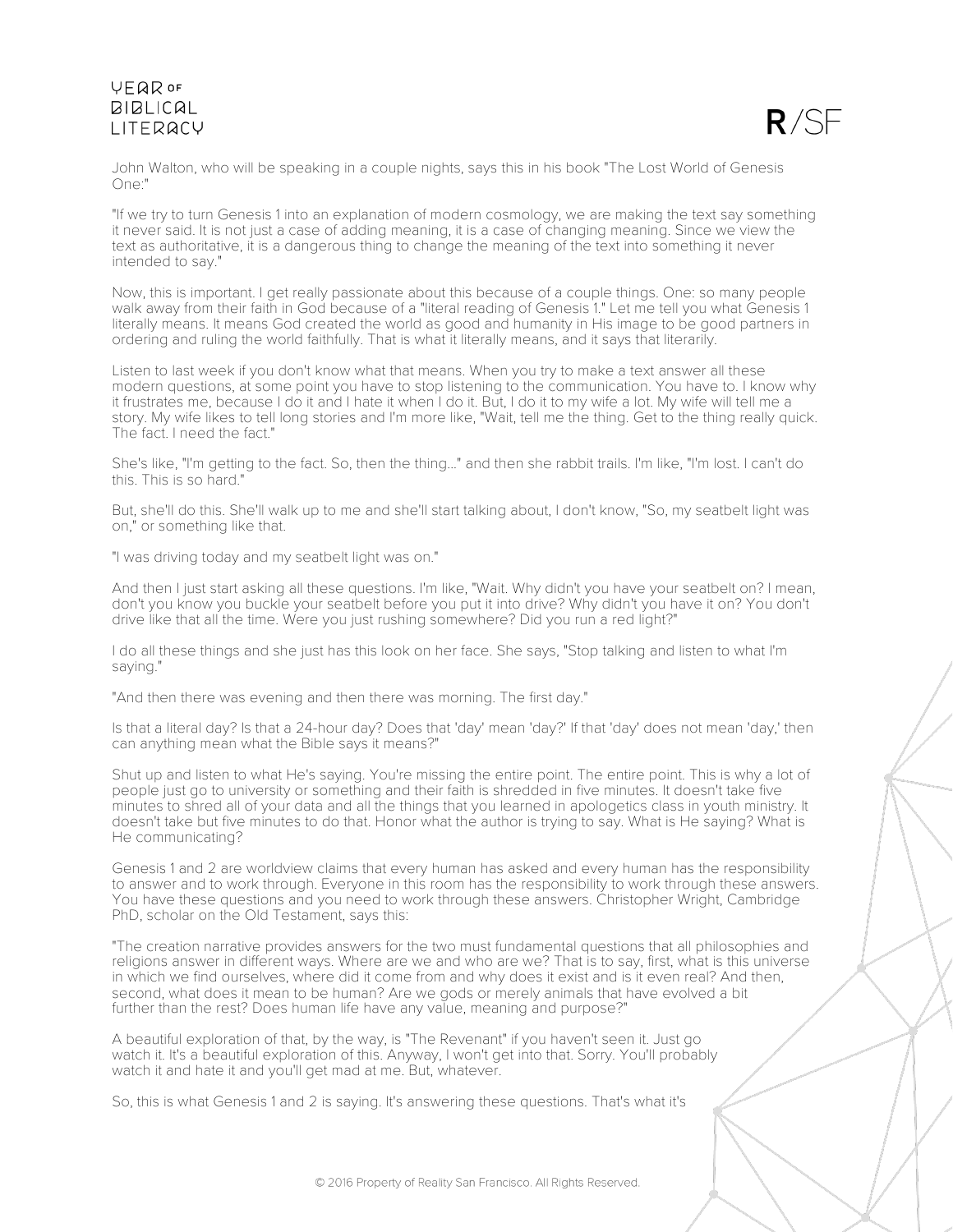John Walton, who will be speaking in a couple nights, says this in his book "The Lost World of Genesis One:"

"If we try to turn Genesis 1 into an explanation of modern cosmology, we are making the text say something it never said. It is not just a case of adding meaning, it is a case of changing meaning. Since we view the text as authoritative, it is a dangerous thing to change the meaning of the text into something it never intended to say."

Now, this is important. I get really passionate about this because of a couple things. One: so many people walk away from their faith in God because of a "literal reading of Genesis 1." Let me tell you what Genesis 1 literally means. It means God created the world as good and humanity in His image to be good partners in ordering and ruling the world faithfully. That is what it literally means, and it says that literarily.

Listen to last week if you don't know what that means. When you try to make a text answer all these modern questions, at some point you have to stop listening to the communication. You have to. I know why it frustrates me, because I do it and I hate it when I do it. But, I do it to my wife a lot. My wife will tell me a story. My wife likes to tell long stories and I'm more like, "Wait, tell me the thing. Get to the thing really quick. The fact. I need the fact."

She's like, "I'm getting to the fact. So, then the thing..." and then she rabbit trails. I'm like, "I'm lost. I can't do this. This is so hard."

But, she'll do this. She'll walk up to me and she'll start talking about, I don't know, "So, my seatbelt light was on," or something like that.

"I was driving today and my seatbelt light was on."

And then I just start asking all these questions. I'm like, "Wait. Why didn't you have your seatbelt on? I mean, don't you know you buckle your seatbelt before you put it into drive? Why didn't you have it on? You don't drive like that all the time. Were you just rushing somewhere? Did you run a red light?"

I do all these things and she just has this look on her face. She says, "Stop talking and listen to what I'm saying."

"And then there was evening and then there was morning. The first day."

Is that a literal day? Is that a 24-hour day? Does that 'day' mean 'day?' If that 'day' does not mean 'day,' then can anything mean what the Bible says it means?"

Shut up and listen to what He's saying. You're missing the entire point. The entire point. This is why a lot of people just go to university or something and their faith is shredded in five minutes. It doesn't take five minutes to shred all of your data and all the things that you learned in apologetics class in youth ministry. It doesn't take but five minutes to do that. Honor what the author is trying to say. What is He saying? What is He communicating?

Genesis 1 and 2 are worldview claims that every human has asked and every human has the responsibility to answer and to work through. Everyone in this room has the responsibility to work through these answers. You have these questions and you need to work through these answers. Christopher Wright, Cambridge PhD, scholar on the Old Testament, says this:

"The creation narrative provides answers for the two must fundamental questions that all philosophies and religions answer in different ways. Where are we and who are we? That is to say, first, what is this universe in which we find ourselves, where did it come from and why does it exist and is it even real? And then, second, what does it mean to be human? Are we gods or merely animals that have evolved a bit further than the rest? Does human life have any value, meaning and purpose?"

A beautiful exploration of that, by the way, is "The Revenant" if you haven't seen it. Just go watch it. It's a beautiful exploration of this. Anyway, I won't get into that. Sorry. You'll probably watch it and hate it and you'll get mad at me. But, whatever.

So, this is what Genesis 1 and 2 is saying. It's answering these questions. That's what it's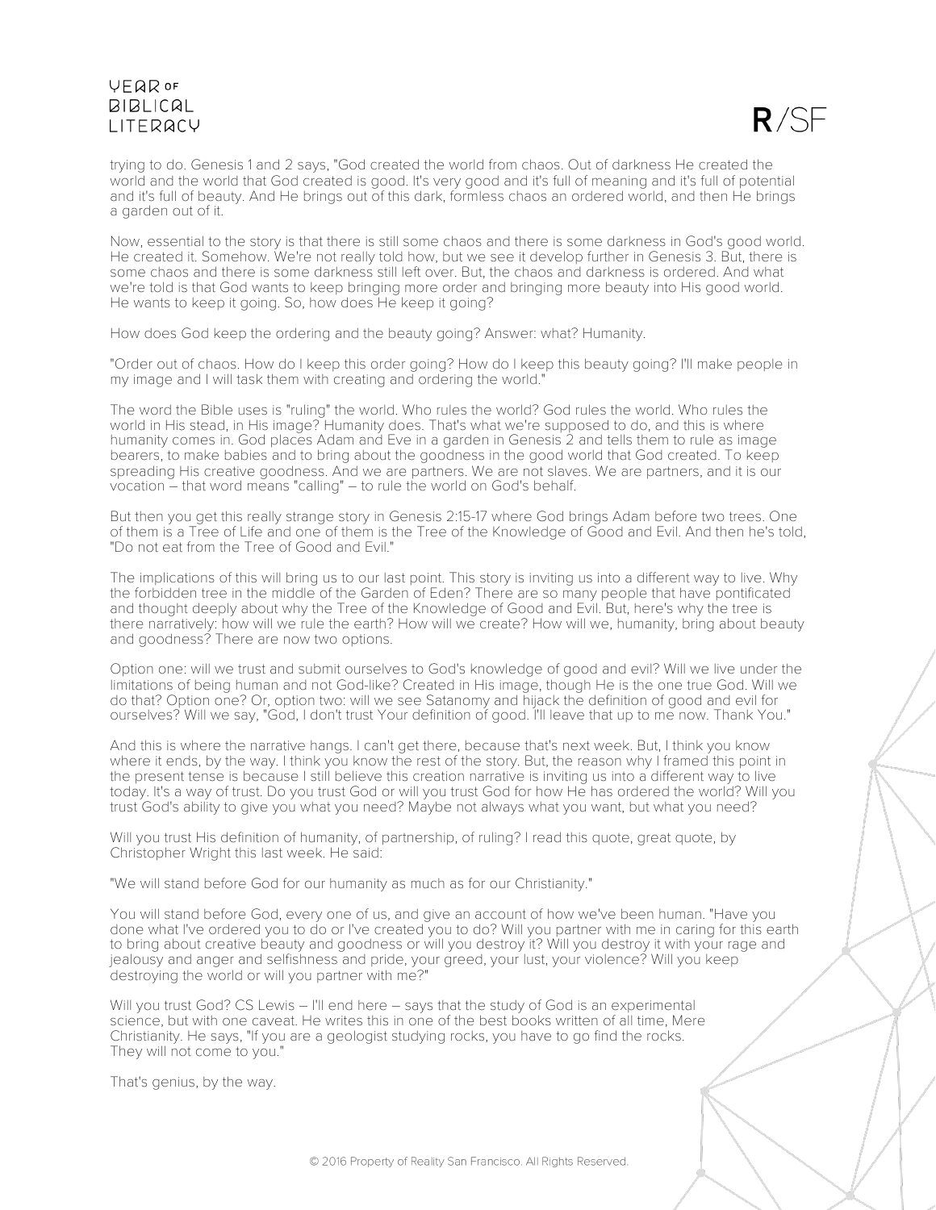trying to do. Genesis 1 and 2 says, "God created the world from chaos. Out of darkness He created the world and the world that God created is good. It's very good and it's full of meaning and it's full of potential and it's full of beauty. And He brings out of this dark, formless chaos an ordered world, and then He brings a garden out of it.

Now, essential to the story is that there is still some chaos and there is some darkness in God's good world. He created it. Somehow. We're not really told how, but we see it develop further in Genesis 3. But, there is some chaos and there is some darkness still left over. But, the chaos and darkness is ordered. And what we're told is that God wants to keep bringing more order and bringing more beauty into His good world. He wants to keep it going. So, how does He keep it going?

How does God keep the ordering and the beauty going? Answer: what? Humanity.

"Order out of chaos. How do I keep this order going? How do I keep this beauty going? I'll make people in my image and I will task them with creating and ordering the world."

The word the Bible uses is "ruling" the world. Who rules the world? God rules the world. Who rules the world in His stead, in His image? Humanity does. That's what we're supposed to do, and this is where humanity comes in. God places Adam and Eve in a garden in Genesis 2 and tells them to rule as image bearers, to make babies and to bring about the goodness in the good world that God created. To keep spreading His creative goodness. And we are partners. We are not slaves. We are partners, and it is our vocation – that word means "calling" – to rule the world on God's behalf.

But then you get this really strange story in Genesis 2:15-17 where God brings Adam before two trees. One of them is a Tree of Life and one of them is the Tree of the Knowledge of Good and Evil. And then he's told, "Do not eat from the Tree of Good and Evil."

The implications of this will bring us to our last point. This story is inviting us into a different way to live. Why the forbidden tree in the middle of the Garden of Eden? There are so many people that have pontificated and thought deeply about why the Tree of the Knowledge of Good and Evil. But, here's why the tree is there narratively: how will we rule the earth? How will we create? How will we, humanity, bring about beauty and goodness? There are now two options.

Option one: will we trust and submit ourselves to God's knowledge of good and evil? Will we live under the limitations of being human and not God-like? Created in His image, though He is the one true God. Will we do that? Option one? Or, option two: will we see Satanomy and hijack the definition of good and evil for ourselves? Will we say, "God, I don't trust Your definition of good. I'll leave that up to me now. Thank You."

And this is where the narrative hangs. I can't get there, because that's next week. But, I think you know where it ends, by the way. I think you know the rest of the story. But, the reason why I framed this point in the present tense is because I still believe this creation narrative is inviting us into a different way to live today. It's a way of trust. Do you trust God or will you trust God for how He has ordered the world? Will you trust God's ability to give you what you need? Maybe not always what you want, but what you need?

Will you trust His definition of humanity, of partnership, of ruling? I read this quote, great quote, by Christopher Wright this last week. He said:

"We will stand before God for our humanity as much as for our Christianity."

You will stand before God, every one of us, and give an account of how we've been human. "Have you done what I've ordered you to do or I've created you to do? Will you partner with me in caring for this earth to bring about creative beauty and goodness or will you destroy it? Will you destroy it with your rage and jealousy and anger and selfishness and pride, your greed, your lust, your violence? Will you keep destroying the world or will you partner with me?"

Will you trust God? CS Lewis – I'll end here – says that the study of God is an experimental science, but with one caveat. He writes this in one of the best books written of all time, Mere Christianity. He says, "If you are a geologist studying rocks, you have to go find the rocks. They will not come to you."

That's genius, by the way.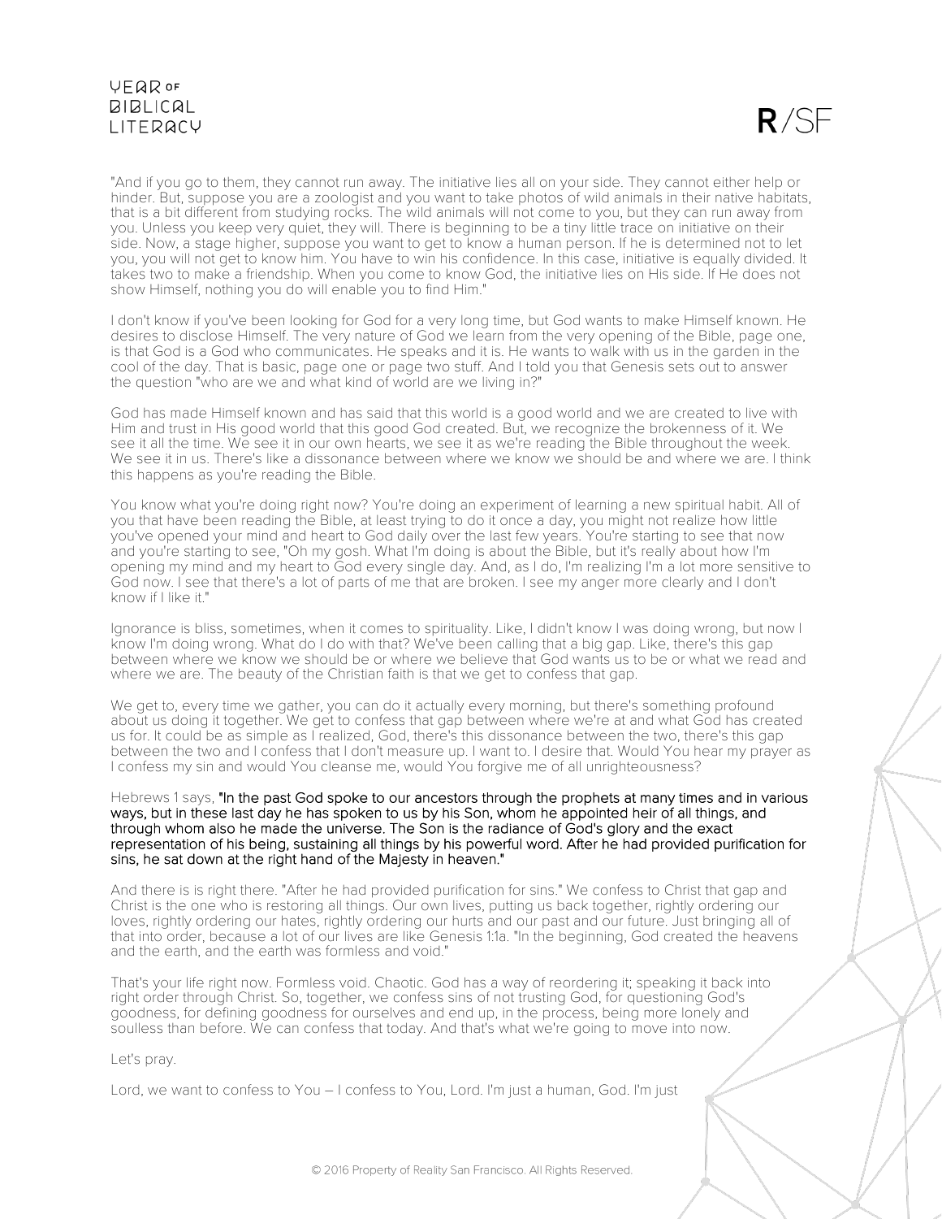"And if you go to them, they cannot run away. The initiative lies all on your side. They cannot either help or hinder. But, suppose you are a zoologist and you want to take photos of wild animals in their native habitats, that is a bit different from studying rocks. The wild animals will not come to you, but they can run away from you. Unless you keep very quiet, they will. There is beginning to be a tiny little trace on initiative on their side. Now, a stage higher, suppose you want to get to know a human person. If he is determined not to let you, you will not get to know him. You have to win his confidence. In this case, initiative is equally divided. It takes two to make a friendship. When you come to know God, the initiative lies on His side. If He does not show Himself, nothing you do will enable you to find Him."

I don't know if you've been looking for God for a very long time, but God wants to make Himself known. He desires to disclose Himself. The very nature of God we learn from the very opening of the Bible, page one, is that God is a God who communicates. He speaks and it is. He wants to walk with us in the garden in the cool of the day. That is basic, page one or page two stuff. And I told you that Genesis sets out to answer the question "who are we and what kind of world are we living in?"

God has made Himself known and has said that this world is a good world and we are created to live with Him and trust in His good world that this good God created. But, we recognize the brokenness of it. We see it all the time. We see it in our own hearts, we see it as we're reading the Bible throughout the week. We see it in us. There's like a dissonance between where we know we should be and where we are. I think this happens as you're reading the Bible.

You know what you're doing right now? You're doing an experiment of learning a new spiritual habit. All of you that have been reading the Bible, at least trying to do it once a day, you might not realize how little you've opened your mind and heart to God daily over the last few years. You're starting to see that now and you're starting to see, "Oh my gosh. What I'm doing is about the Bible, but it's really about how I'm opening my mind and my heart to God every single day. And, as I do, I'm realizing I'm a lot more sensitive to God now. I see that there's a lot of parts of me that are broken. I see my anger more clearly and I don't know if I like it."

Ignorance is bliss, sometimes, when it comes to spirituality. Like, I didn't know I was doing wrong, but now I know I'm doing wrong. What do I do with that? We've been calling that a big gap. Like, there's this gap between where we know we should be or where we believe that God wants us to be or what we read and where we are. The beauty of the Christian faith is that we get to confess that gap.

We get to, every time we gather, you can do it actually every morning, but there's something profound about us doing it together. We get to confess that gap between where we're at and what God has created us for. It could be as simple as I realized, God, there's this dissonance between the two, there's this gap between the two and I confess that I don't measure up. I want to. I desire that. Would You hear my prayer as I confess my sin and would You cleanse me, would You forgive me of all unrighteousness?

Hebrews 1 says, "In the past God spoke to our ancestors through the prophets at many times and in various ways, but in these last day he has spoken to us by his Son, whom he appointed heir of all things, and through whom also he made the universe. The Son is the radiance of God's glory and the exact representation of his being, sustaining all things by his powerful word. After he had provided purification for sins, he sat down at the right hand of the Majesty in heaven."

And there is is right there. "After he had provided purification for sins." We confess to Christ that gap and Christ is the one who is restoring all things. Our own lives, putting us back together, rightly ordering our loves, rightly ordering our hates, rightly ordering our hurts and our past and our future. Just bringing all of that into order, because a lot of our lives are like Genesis 1:1a. "In the beginning, God created the heavens and the earth, and the earth was formless and void."

That's your life right now. Formless void. Chaotic. God has a way of reordering it; speaking it back into right order through Christ. So, together, we confess sins of not trusting God, for questioning God's goodness, for defining goodness for ourselves and end up, in the process, being more lonely and soulless than before. We can confess that today. And that's what we're going to move into now.

Let's pray.

Lord, we want to confess to You – I confess to You, Lord. I'm just a human, God. I'm just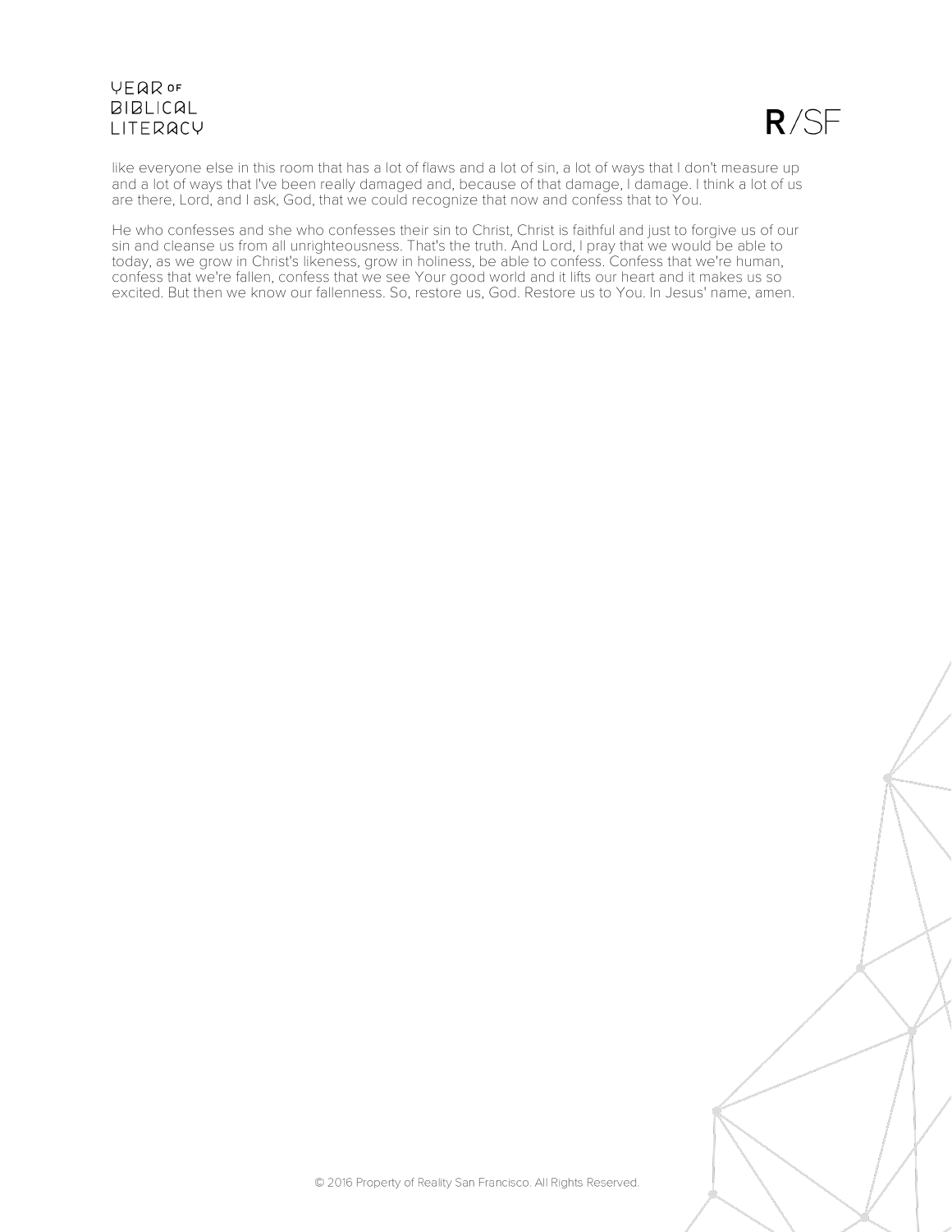like everyone else in this room that has a lot of flaws and a lot of sin, a lot of ways that I don't measure up and a lot of ways that I've been really damaged and, because of that damage, I damage. I think a lot of us are there, Lord, and I ask, God, that we could recognize that now and confess that to You.

He who confesses and she who confesses their sin to Christ, Christ is faithful and just to forgive us of our sin and cleanse us from all unrighteousness. That's the truth. And Lord, I pray that we would be able to today, as we grow in Christ's likeness, grow in holiness, be able to confess. Confess that we're human, confess that we're fallen, confess that we see Your good world and it lifts our heart and it makes us so excited. But then we know our fallenness. So, restore us, God. Restore us to You. In Jesus' name, amen.